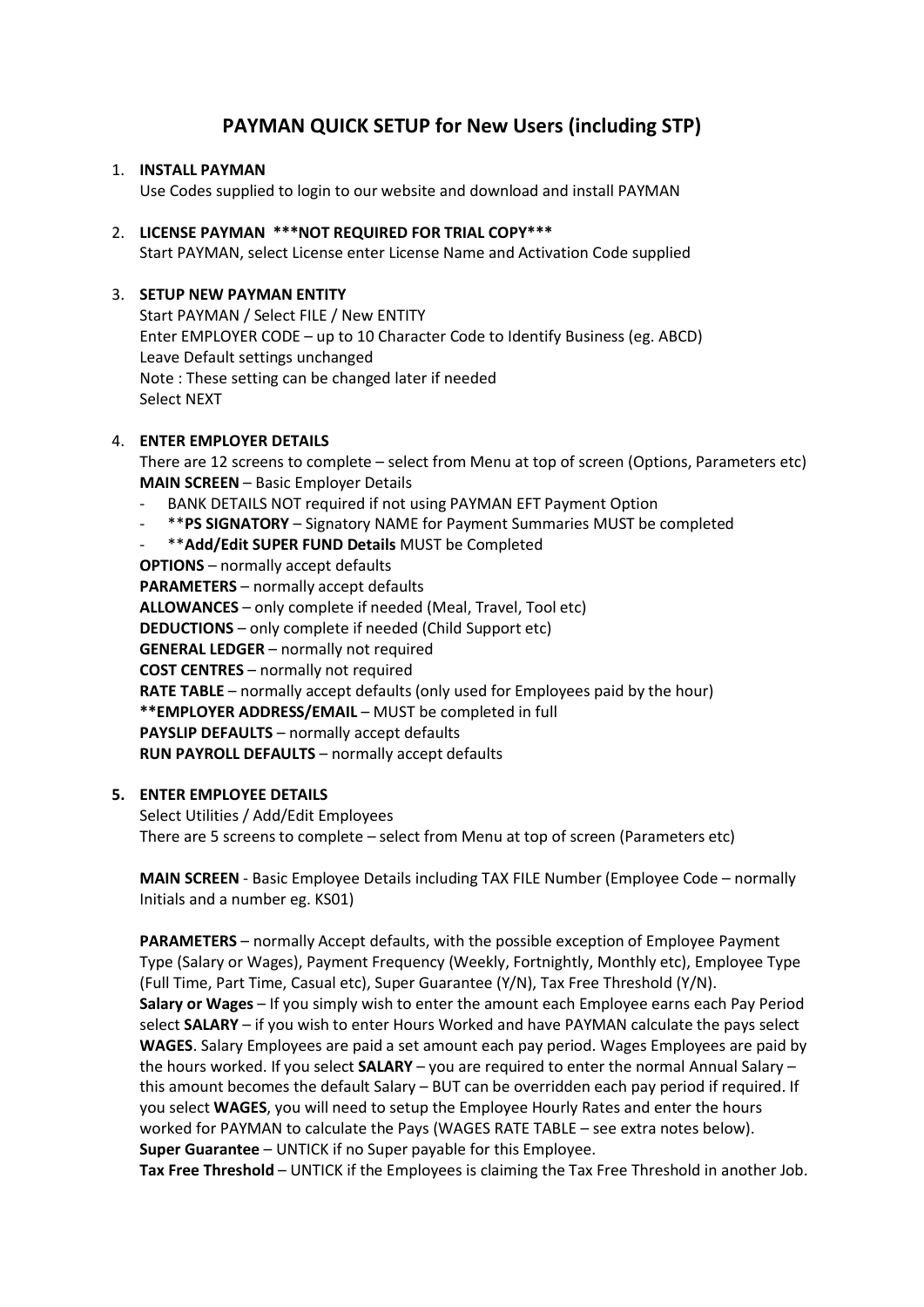# PAYMAN QUICK SETUP for New Users (including STP)

1. **INSTALL PAYMAN**
   Use Codes supplied to login to our website and download and install PAYMAN

2. **LICENSE PAYMAN ***NOT REQUIRED FOR TRIAL COPY*****
   Start PAYMAN, select License enter License Name and Activation Code supplied

3. **SETUP NEW PAYMAN ENTITY**
   Start PAYMAN / Select FILE / New ENTITY
   Enter EMPLOYER CODE – up to 10 Character Code to Identify Business (eg. ABCD)
   Leave Default settings unchanged
   Note : These setting can be changed later if needed
   Select NEXT

4. **ENTER EMPLOYER DETAILS**
   There are 12 screens to complete – select from Menu at top of screen (Options, Parameters etc)
   **MAIN SCREEN** – Basic Employer Details
   - BANK DETAILS NOT required if not using PAYMAN EFT Payment Option
   - ****PS SIGNATORY** – Signatory NAME for Payment Summaries MUST be completed
   - ****Add/Edit SUPER FUND Details** MUST be Completed

   **OPTIONS** – normally accept defaults
   **PARAMETERS** – normally accept defaults
   **ALLOWANCES** – only complete if needed (Meal, Travel, Tool etc)
   **DEDUCTIONS** – only complete if needed (Child Support etc)
   **GENERAL LEDGER** – normally not required
   **COST CENTRES** – normally not required
   **RATE TABLE** – normally accept defaults (only used for Employees paid by the hour)
   ****EMPLOYER ADDRESS/EMAIL** – MUST be completed in full
   **PAYSLIP DEFAULTS** – normally accept defaults
   **RUN PAYROLL DEFAULTS** – normally accept defaults

5. **ENTER EMPLOYEE DETAILS**
   Select Utilities / Add/Edit Employees
   There are 5 screens to complete – select from Menu at top of screen (Parameters etc)

   **MAIN SCREEN** - Basic Employee Details including TAX FILE Number (Employee Code – normally Initials and a number eg. KS01)

   **PARAMETERS** – normally Accept defaults, with the possible exception of Employee Payment Type (Salary or Wages), Payment Frequency (Weekly, Fortnightly, Monthly etc), Employee Type (Full Time, Part Time, Casual etc), Super Guarantee (Y/N), Tax Free Threshold (Y/N).
   **Salary or Wages** – If you simply wish to enter the amount each Employee earns each Pay Period select **SALARY** – if you wish to enter Hours Worked and have PAYMAN calculate the pays select **WAGES**. Salary Employees are paid a set amount each pay period. Wages Employees are paid by the hours worked. If you select **SALARY** – you are required to enter the normal Annual Salary – this amount becomes the default Salary – BUT can be overridden each pay period if required. If you select **WAGES**, you will need to setup the Employee Hourly Rates and enter the hours worked for PAYMAN to calculate the Pays (WAGES RATE TABLE – see extra notes below).
   **Super Guarantee** – UNTICK if no Super payable for this Employee.
   **Tax Free Threshold** – UNTICK if the Employees is claiming the Tax Free Threshold in another Job.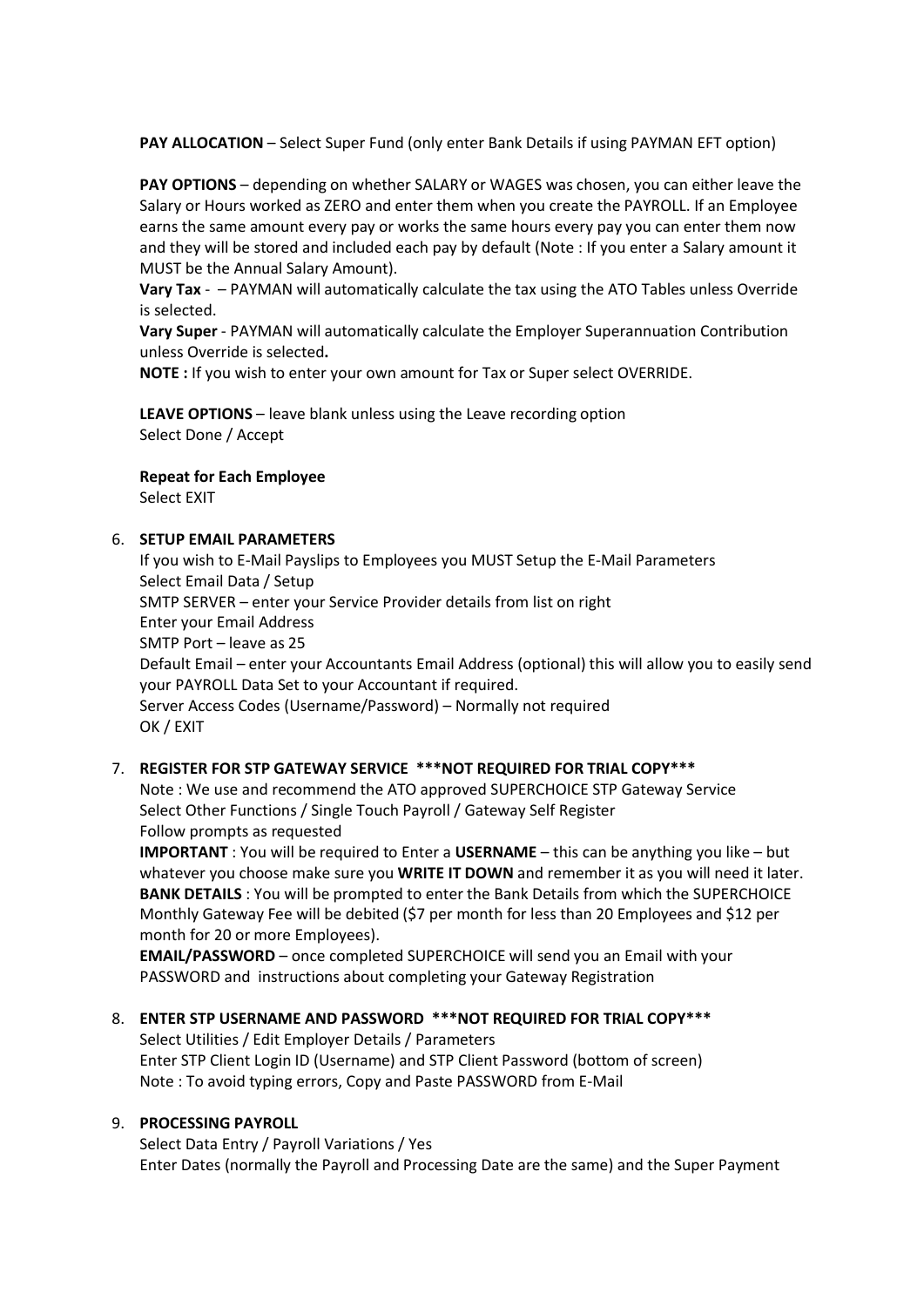**PAY ALLOCATION** – Select Super Fund (only enter Bank Details if using PAYMAN EFT option)

**PAY OPTIONS** – depending on whether SALARY or WAGES was chosen, you can either leave the Salary or Hours worked as ZERO and enter them when you create the PAYROLL. If an Employee earns the same amount every pay or works the same hours every pay you can enter them now and they will be stored and included each pay by default (Note : If you enter a Salary amount it MUST be the Annual Salary Amount).
**Vary Tax** - – PAYMAN will automatically calculate the tax using the ATO Tables unless Override is selected.
**Vary Super** - PAYMAN will automatically calculate the Employer Superannuation Contribution unless Override is selected**.**
**NOTE :** If you wish to enter your own amount for Tax or Super select OVERRIDE.

**LEAVE OPTIONS** – leave blank unless using the Leave recording option
Select Done / Accept

**Repeat for Each Employee**
Select EXIT

6. **SETUP EMAIL PARAMETERS**
   If you wish to E-Mail Payslips to Employees you MUST Setup the E-Mail Parameters
   Select Email Data / Setup
   SMTP SERVER – enter your Service Provider details from list on right
   Enter your Email Address
   SMTP Port – leave as 25
   Default Email – enter your Accountants Email Address (optional) this will allow you to easily send your PAYROLL Data Set to your Accountant if required.
   Server Access Codes (Username/Password) – Normally not required
   OK / EXIT

7. **REGISTER FOR STP GATEWAY SERVICE \*\*\*NOT REQUIRED FOR TRIAL COPY\*\*\***
   Note : We use and recommend the ATO approved SUPERCHOICE STP Gateway Service
   Select Other Functions / Single Touch Payroll / Gateway Self Register
   Follow prompts as requested
   **IMPORTANT** : You will be required to Enter a **USERNAME** – this can be anything you like – but whatever you choose make sure you **WRITE IT DOWN** and remember it as you will need it later.
   **BANK DETAILS** : You will be prompted to enter the Bank Details from which the SUPERCHOICE Monthly Gateway Fee will be debited ($7 per month for less than 20 Employees and $12 per month for 20 or more Employees).
   **EMAIL/PASSWORD** – once completed SUPERCHOICE will send you an Email with your PASSWORD and instructions about completing your Gateway Registration

8. **ENTER STP USERNAME AND PASSWORD \*\*\*NOT REQUIRED FOR TRIAL COPY\*\*\***
   Select Utilities / Edit Employer Details / Parameters
   Enter STP Client Login ID (Username) and STP Client Password (bottom of screen)
   Note : To avoid typing errors, Copy and Paste PASSWORD from E-Mail

9. **PROCESSING PAYROLL**
   Select Data Entry / Payroll Variations / Yes
   Enter Dates (normally the Payroll and Processing Date are the same) and the Super Payment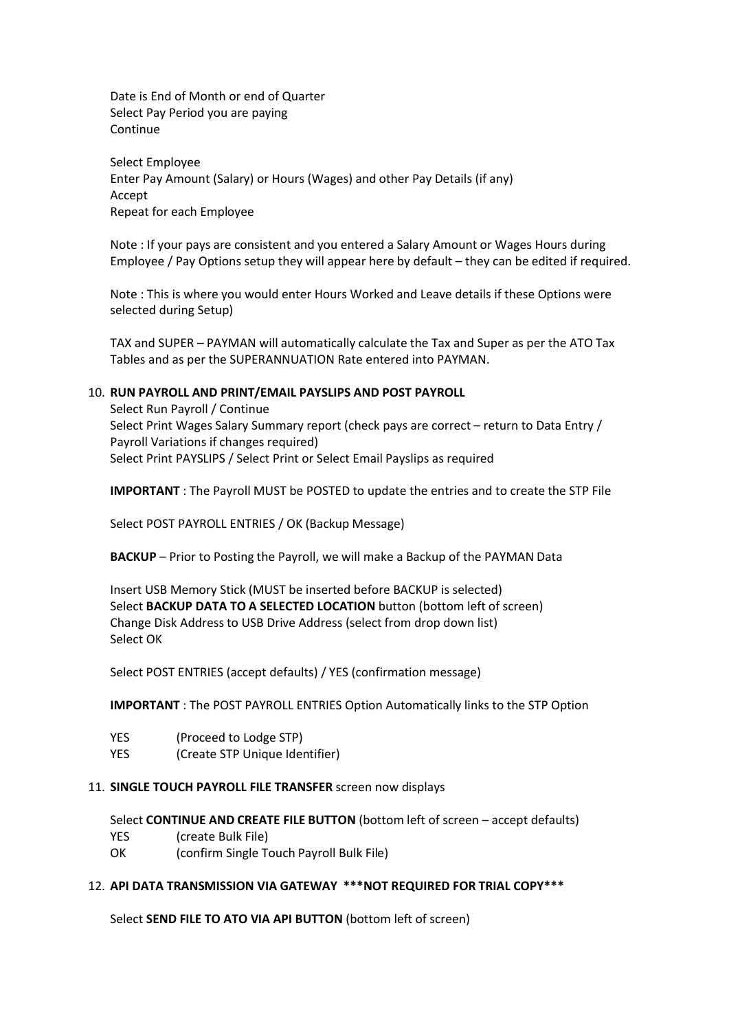Date is End of Month or end of Quarter
Select Pay Period you are paying
Continue

Select Employee
Enter Pay Amount (Salary) or Hours (Wages) and other Pay Details (if any)
Accept
Repeat for each Employee

Note : If your pays are consistent and you entered a Salary Amount or Wages Hours during Employee / Pay Options setup they will appear here by default – they can be edited if required.

Note : This is where you would enter Hours Worked and Leave details if these Options were selected during Setup)

TAX and SUPER – PAYMAN will automatically calculate the Tax and Super as per the ATO Tax Tables and as per the SUPERANNUATION Rate entered into PAYMAN.

10. **RUN PAYROLL AND PRINT/EMAIL PAYSLIPS AND POST PAYROLL**

Select Run Payroll / Continue
Select Print Wages Salary Summary report (check pays are correct – return to Data Entry / Payroll Variations if changes required)
Select Print PAYSLIPS / Select Print or Select Email Payslips as required

**IMPORTANT** : The Payroll MUST be POSTED to update the entries and to create the STP File

Select POST PAYROLL ENTRIES / OK (Backup Message)

**BACKUP** – Prior to Posting the Payroll, we will make a Backup of the PAYMAN Data

Insert USB Memory Stick (MUST be inserted before BACKUP is selected)
Select **BACKUP DATA TO A SELECTED LOCATION** button (bottom left of screen)
Change Disk Address to USB Drive Address (select from drop down list)
Select OK

Select POST ENTRIES (accept defaults) / YES (confirmation message)

**IMPORTANT** : The POST PAYROLL ENTRIES Option Automatically links to the STP Option

YES (Proceed to Lodge STP)
YES (Create STP Unique Identifier)

11. **SINGLE TOUCH PAYROLL FILE TRANSFER** screen now displays

Select **CONTINUE AND CREATE FILE BUTTON** (bottom left of screen – accept defaults)
YES (create Bulk File)
OK (confirm Single Touch Payroll Bulk File)

12. **API DATA TRANSMISSION VIA GATEWAY \*\*\*NOT REQUIRED FOR TRIAL COPY\*\*\***

Select **SEND FILE TO ATO VIA API BUTTON** (bottom left of screen)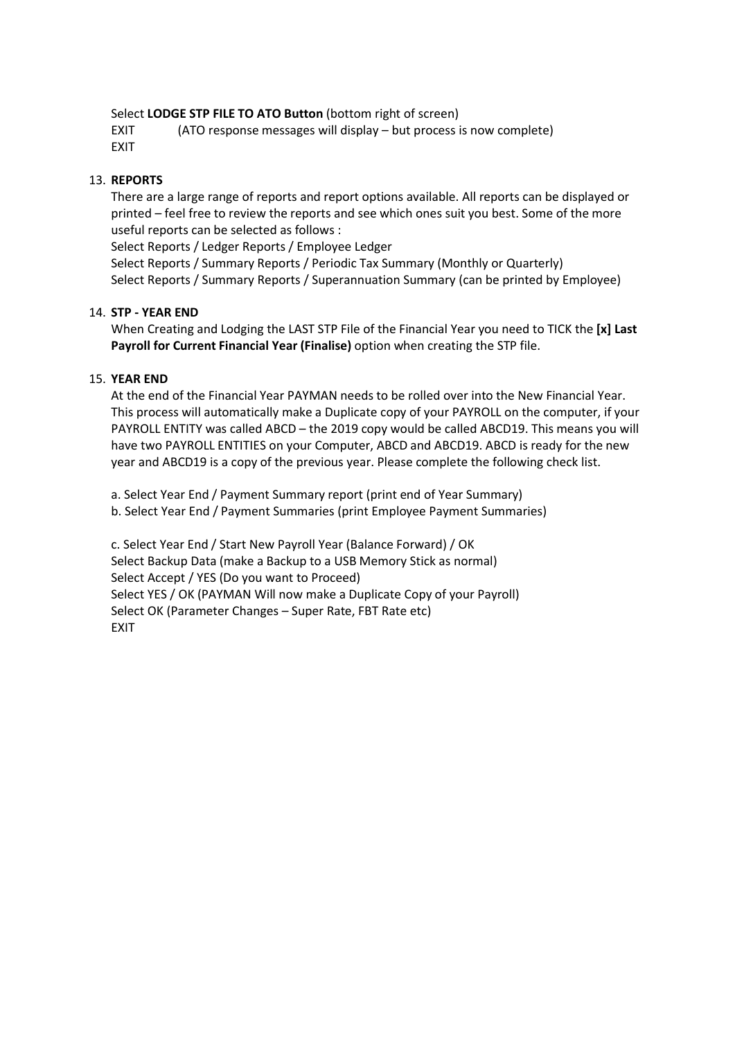Select **LODGE STP FILE TO ATO Button** (bottom right of screen)
EXIT (ATO response messages will display – but process is now complete)
EXIT

13. **REPORTS**

    There are a large range of reports and report options available. All reports can be displayed or printed – feel free to review the reports and see which ones suit you best. Some of the more useful reports can be selected as follows :
    Select Reports / Ledger Reports / Employee Ledger
    Select Reports / Summary Reports / Periodic Tax Summary (Monthly or Quarterly)
    Select Reports / Summary Reports / Superannuation Summary (can be printed by Employee)

14. **STP - YEAR END**

    When Creating and Lodging the LAST STP File of the Financial Year you need to TICK the **[x] Last Payroll for Current Financial Year (Finalise)** option when creating the STP file.

15. **YEAR END**

    At the end of the Financial Year PAYMAN needs to be rolled over into the New Financial Year. This process will automatically make a Duplicate copy of your PAYROLL on the computer, if your PAYROLL ENTITY was called ABCD – the 2019 copy would be called ABCD19. This means you will have two PAYROLL ENTITIES on your Computer, ABCD and ABCD19. ABCD is ready for the new year and ABCD19 is a copy of the previous year. Please complete the following check list.

    a. Select Year End / Payment Summary report (print end of Year Summary)
    b. Select Year End / Payment Summaries (print Employee Payment Summaries)

    c. Select Year End / Start New Payroll Year (Balance Forward) / OK
    Select Backup Data (make a Backup to a USB Memory Stick as normal)
    Select Accept / YES (Do you want to Proceed)
    Select YES / OK (PAYMAN Will now make a Duplicate Copy of your Payroll)
    Select OK (Parameter Changes – Super Rate, FBT Rate etc)
    EXIT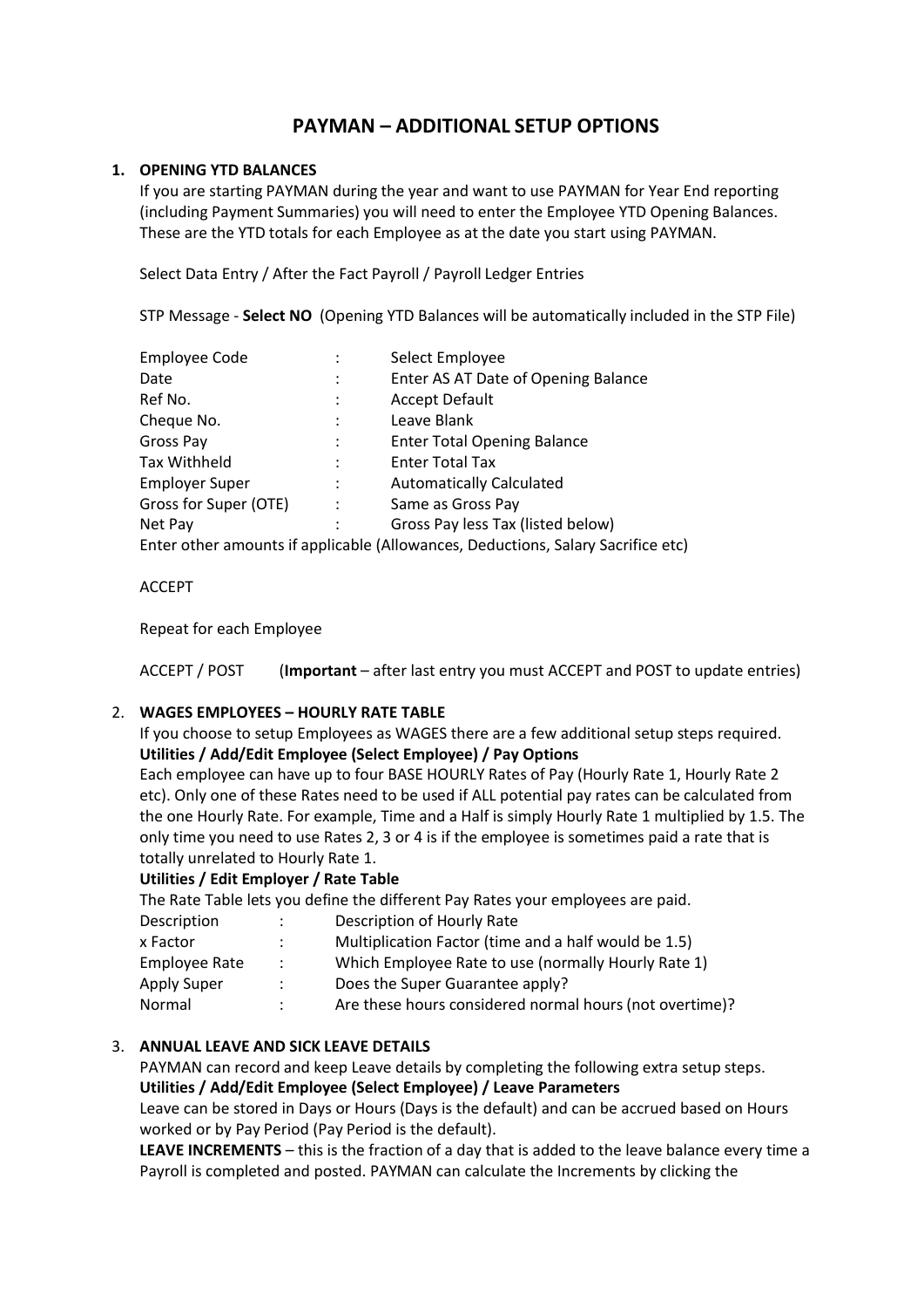# PAYMAN – ADDITIONAL SETUP OPTIONS

## 1. OPENING YTD BALANCES

If you are starting PAYMAN during the year and want to use PAYMAN for Year End reporting (including Payment Summaries) you will need to enter the Employee YTD Opening Balances. These are the YTD totals for each Employee as at the date you start using PAYMAN.

Select Data Entry / After the Fact Payroll / Payroll Ledger Entries

STP Message - **Select NO** (Opening YTD Balances will be automatically included in the STP File)

| | | |
|---|---|---|
| Employee Code | : | Select Employee |
| Date | : | Enter AS AT Date of Opening Balance |
| Ref No. | : | Accept Default |
| Cheque No. | : | Leave Blank |
| Gross Pay | : | Enter Total Opening Balance |
| Tax Withheld | : | Enter Total Tax |
| Employer Super | : | Automatically Calculated |
| Gross for Super (OTE) | : | Same as Gross Pay |
| Net Pay | : | Gross Pay less Tax (listed below) |

Enter other amounts if applicable (Allowances, Deductions, Salary Sacrifice etc)

ACCEPT

Repeat for each Employee

ACCEPT / POST (**Important** – after last entry you must ACCEPT and POST to update entries)

## 2. WAGES EMPLOYEES – HOURLY RATE TABLE

If you choose to setup Employees as WAGES there are a few additional setup steps required.

**Utilities / Add/Edit Employee (Select Employee) / Pay Options**

Each employee can have up to four BASE HOURLY Rates of Pay (Hourly Rate 1, Hourly Rate 2 etc). Only one of these Rates need to be used if ALL potential pay rates can be calculated from the one Hourly Rate. For example, Time and a Half is simply Hourly Rate 1 multiplied by 1.5. The only time you need to use Rates 2, 3 or 4 is if the employee is sometimes paid a rate that is totally unrelated to Hourly Rate 1.

**Utilities / Edit Employer / Rate Table**

The Rate Table lets you define the different Pay Rates your employees are paid.

| | | |
|---|---|---|
| Description | : | Description of Hourly Rate |
| x Factor | : | Multiplication Factor (time and a half would be 1.5) |
| Employee Rate | : | Which Employee Rate to use (normally Hourly Rate 1) |
| Apply Super | : | Does the Super Guarantee apply? |
| Normal | : | Are these hours considered normal hours (not overtime)? |

## 3. ANNUAL LEAVE AND SICK LEAVE DETAILS

PAYMAN can record and keep Leave details by completing the following extra setup steps.

**Utilities / Add/Edit Employee (Select Employee) / Leave Parameters**

Leave can be stored in Days or Hours (Days is the default) and can be accrued based on Hours worked or by Pay Period (Pay Period is the default).

**LEAVE INCREMENTS** – this is the fraction of a day that is added to the leave balance every time a Payroll is completed and posted. PAYMAN can calculate the Increments by clicking the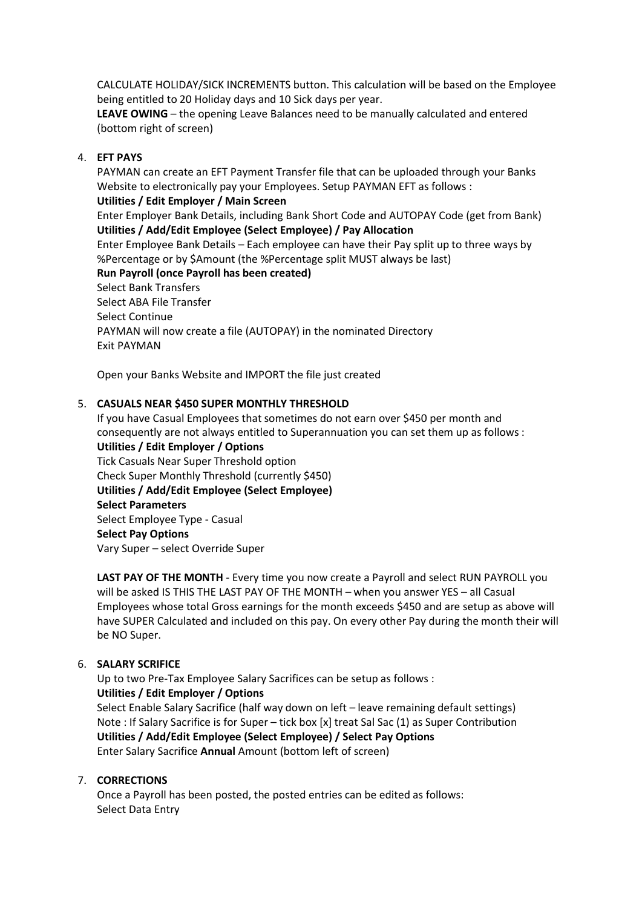CALCULATE HOLIDAY/SICK INCREMENTS button. This calculation will be based on the Employee being entitled to 20 Holiday days and 10 Sick days per year.
**LEAVE OWING** – the opening Leave Balances need to be manually calculated and entered (bottom right of screen)

4. **EFT PAYS**
   PAYMAN can create an EFT Payment Transfer file that can be uploaded through your Banks Website to electronically pay your Employees. Setup PAYMAN EFT as follows :
   **Utilities / Edit Employer / Main Screen**
   Enter Employer Bank Details, including Bank Short Code and AUTOPAY Code (get from Bank)
   **Utilities / Add/Edit Employee (Select Employee) / Pay Allocation**
   Enter Employee Bank Details – Each employee can have their Pay split up to three ways by %Percentage or by $Amount (the %Percentage split MUST always be last)
   **Run Payroll (once Payroll has been created)**
   Select Bank Transfers
   Select ABA File Transfer
   Select Continue
   PAYMAN will now create a file (AUTOPAY) in the nominated Directory
   Exit PAYMAN

   Open your Banks Website and IMPORT the file just created

5. **CASUALS NEAR $450 SUPER MONTHLY THRESHOLD**
   If you have Casual Employees that sometimes do not earn over $450 per month and consequently are not always entitled to Superannuation you can set them up as follows :
   **Utilities / Edit Employer / Options**
   Tick Casuals Near Super Threshold option
   Check Super Monthly Threshold (currently $450)
   **Utilities / Add/Edit Employee (Select Employee)**
   **Select Parameters**
   Select Employee Type - Casual
   **Select Pay Options**
   Vary Super – select Override Super

   **LAST PAY OF THE MONTH** - Every time you now create a Payroll and select RUN PAYROLL you will be asked IS THIS THE LAST PAY OF THE MONTH – when you answer YES – all Casual Employees whose total Gross earnings for the month exceeds $450 and are setup as above will have SUPER Calculated and included on this pay. On every other Pay during the month their will be NO Super.

6. **SALARY SCRIFICE**
   Up to two Pre-Tax Employee Salary Sacrifices can be setup as follows :
   **Utilities / Edit Employer / Options**
   Select Enable Salary Sacrifice (half way down on left – leave remaining default settings)
   Note : If Salary Sacrifice is for Super – tick box [x] treat Sal Sac (1) as Super Contribution
   **Utilities / Add/Edit Employee (Select Employee) / Select Pay Options**
   Enter Salary Sacrifice **Annual** Amount (bottom left of screen)

7. **CORRECTIONS**
   Once a Payroll has been posted, the posted entries can be edited as follows:
   Select Data Entry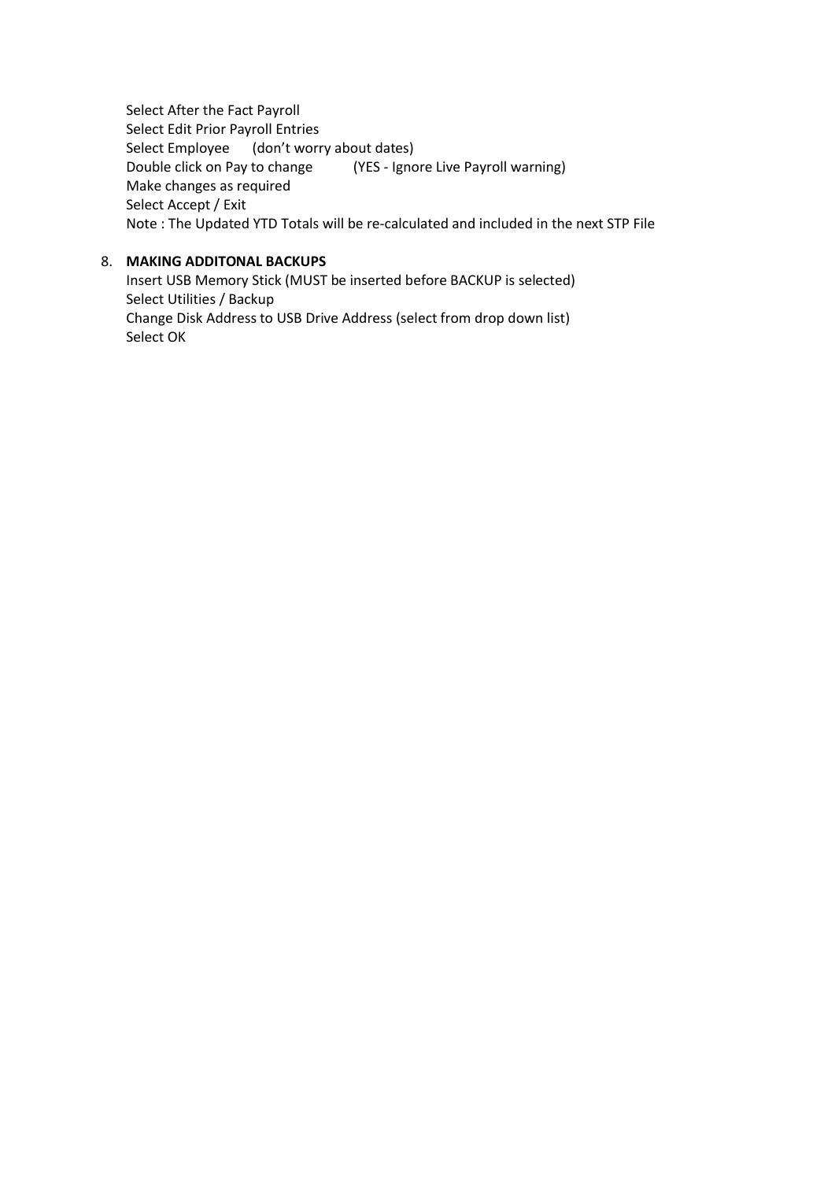Select After the Fact Payroll
Select Edit Prior Payroll Entries
Select Employee (don't worry about dates)
Double click on Pay to change (YES - Ignore Live Payroll warning)
Make changes as required
Select Accept / Exit
Note : The Updated YTD Totals will be re-calculated and included in the next STP File

8. **MAKING ADDITONAL BACKUPS**
   Insert USB Memory Stick (MUST be inserted before BACKUP is selected)
   Select Utilities / Backup
   Change Disk Address to USB Drive Address (select from drop down list)
   Select OK